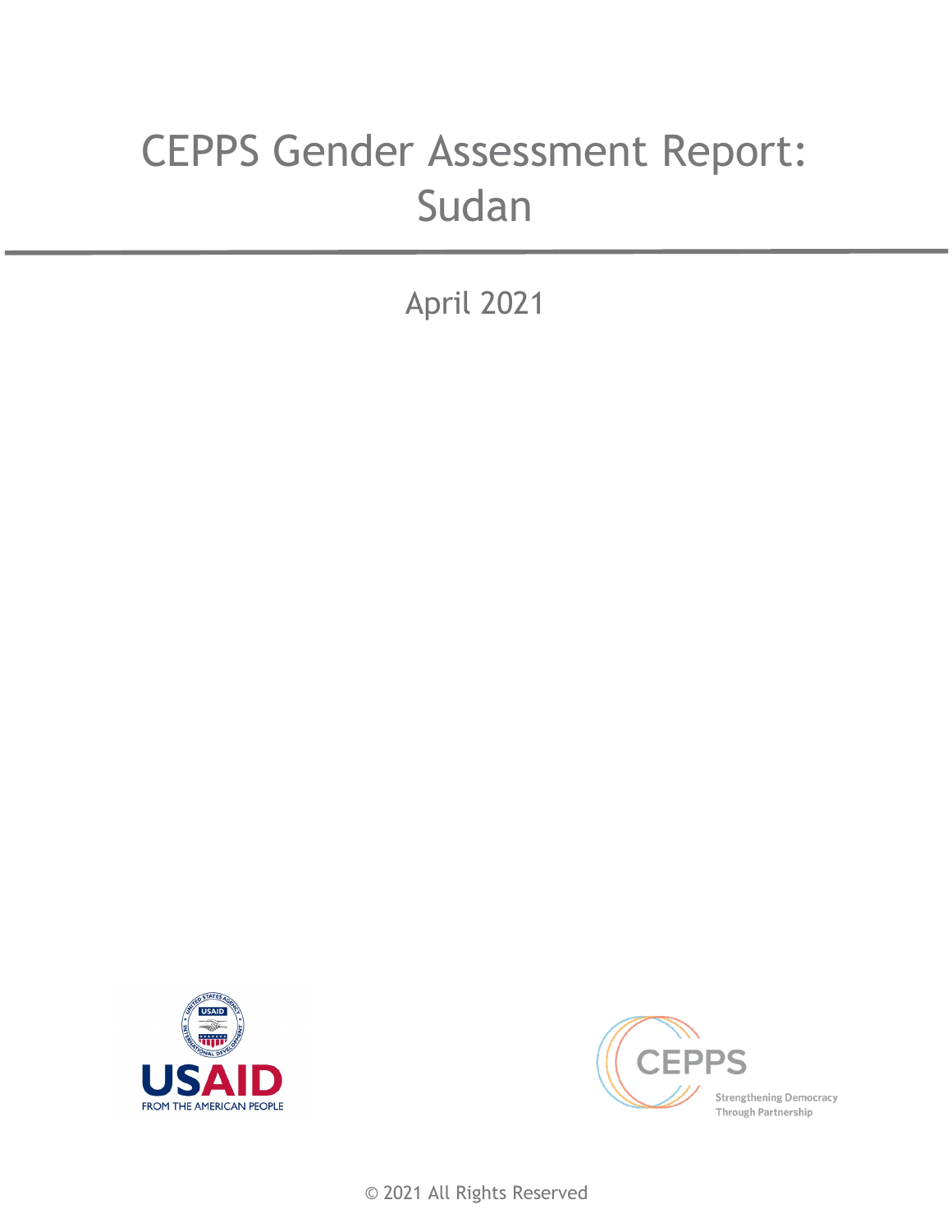# CEPPS Gender Assessment Report: Sudan

April 2021

USAID
FROM THE AMERICAN PEOPLE

CEPPS
Strengthening Democracy Through Partnership

© 2021 All Rights Reserved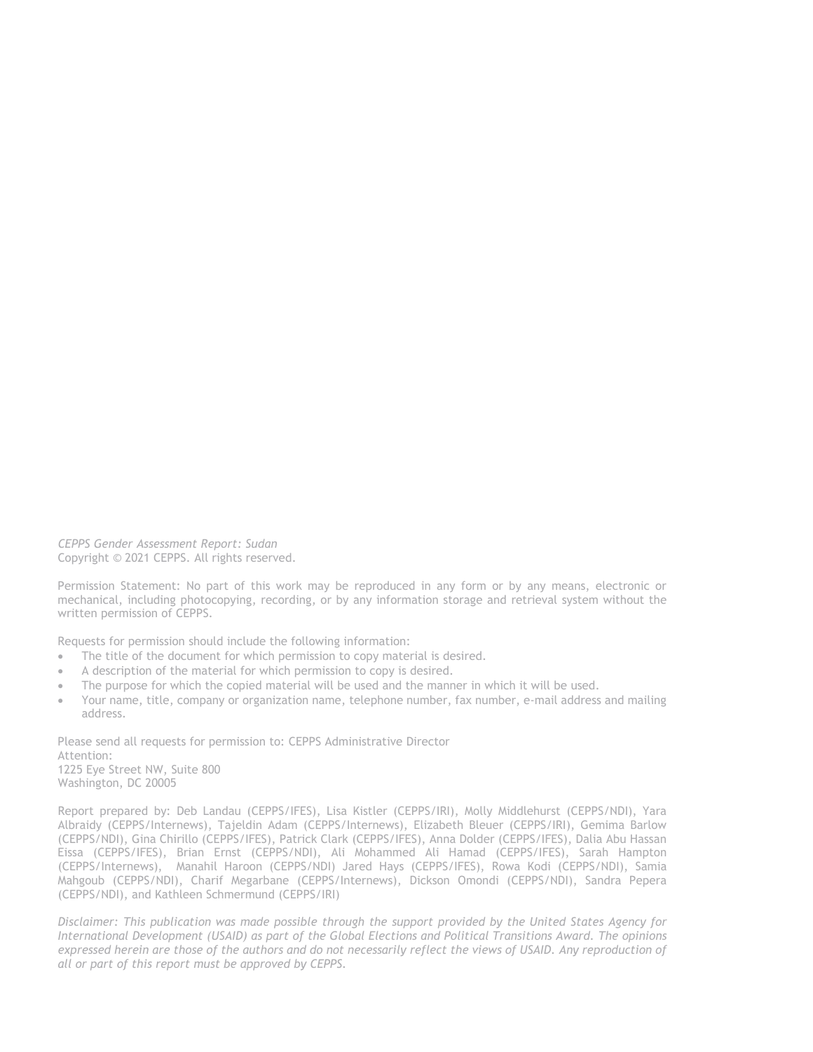*CEPPS Gender Assessment Report: Sudan*
Copyright © 2021 CEPPS. All rights reserved.

Permission Statement: No part of this work may be reproduced in any form or by any means, electronic or mechanical, including photocopying, recording, or by any information storage and retrieval system without the written permission of CEPPS.

Requests for permission should include the following information:

- The title of the document for which permission to copy material is desired.
- A description of the material for which permission to copy is desired.
- The purpose for which the copied material will be used and the manner in which it will be used.
- Your name, title, company or organization name, telephone number, fax number, e-mail address and mailing address.

Please send all requests for permission to: CEPPS Administrative Director
Attention:
1225 Eye Street NW, Suite 800
Washington, DC 20005

Report prepared by: Deb Landau (CEPPS/IFES), Lisa Kistler (CEPPS/IRI), Molly Middlehurst (CEPPS/NDI), Yara Albraidy (CEPPS/Internews), Tajeldin Adam (CEPPS/Internews), Elizabeth Bleuer (CEPPS/IRI), Gemima Barlow (CEPPS/NDI), Gina Chirillo (CEPPS/IFES), Patrick Clark (CEPPS/IFES), Anna Dolder (CEPPS/IFES), Dalia Abu Hassan Eissa (CEPPS/IFES), Brian Ernst (CEPPS/NDI), Ali Mohammed Ali Hamad (CEPPS/IFES), Sarah Hampton (CEPPS/Internews), Manahil Haroon (CEPPS/NDI) Jared Hays (CEPPS/IFES), Rowa Kodi (CEPPS/NDI), Samia Mahgoub (CEPPS/NDI), Charif Megarbane (CEPPS/Internews), Dickson Omondi (CEPPS/NDI), Sandra Pepera (CEPPS/NDI), and Kathleen Schmermund (CEPPS/IRI)

*Disclaimer: This publication was made possible through the support provided by the United States Agency for International Development (USAID) as part of the Global Elections and Political Transitions Award. The opinions expressed herein are those of the authors and do not necessarily reflect the views of USAID. Any reproduction of all or part of this report must be approved by CEPPS.*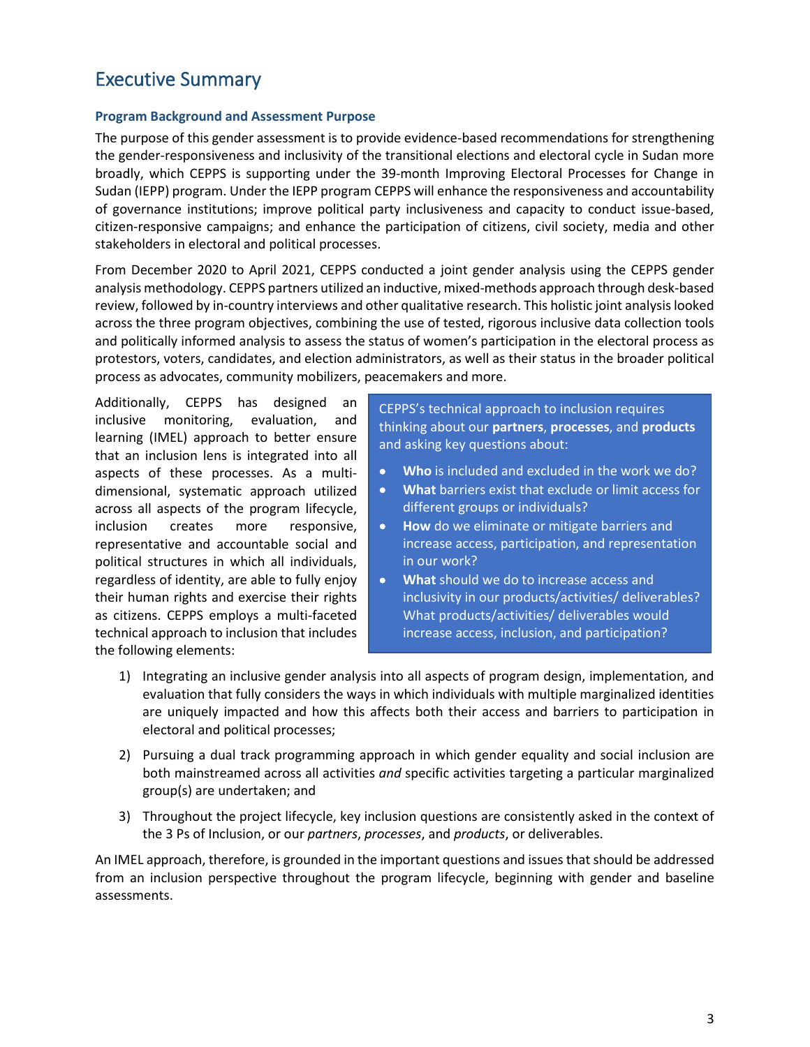## Executive Summary

### Program Background and Assessment Purpose

The purpose of this gender assessment is to provide evidence-based recommendations for strengthening the gender-responsiveness and inclusivity of the transitional elections and electoral cycle in Sudan more broadly, which CEPPS is supporting under the 39-month Improving Electoral Processes for Change in Sudan (IEPP) program. Under the IEPP program CEPPS will enhance the responsiveness and accountability of governance institutions; improve political party inclusiveness and capacity to conduct issue-based, citizen-responsive campaigns; and enhance the participation of citizens, civil society, media and other stakeholders in electoral and political processes.

From December 2020 to April 2021, CEPPS conducted a joint gender analysis using the CEPPS gender analysis methodology. CEPPS partners utilized an inductive, mixed-methods approach through desk-based review, followed by in-country interviews and other qualitative research. This holistic joint analysis looked across the three program objectives, combining the use of tested, rigorous inclusive data collection tools and politically informed analysis to assess the status of women's participation in the electoral process as protestors, voters, candidates, and election administrators, as well as their status in the broader political process as advocates, community mobilizers, peacemakers and more.

Additionally, CEPPS has designed an inclusive monitoring, evaluation, and learning (IMEL) approach to better ensure that an inclusion lens is integrated into all aspects of these processes. As a multi-dimensional, systematic approach utilized across all aspects of the program lifecycle, inclusion creates more responsive, representative and accountable social and political structures in which all individuals, regardless of identity, are able to fully enjoy their human rights and exercise their rights as citizens. CEPPS employs a multi-faceted technical approach to inclusion that includes the following elements:

> CEPPS's technical approach to inclusion requires thinking about our **partners**, **processes**, and **products** and asking key questions about:
>
> - **Who** is included and excluded in the work we do?
> - **What** barriers exist that exclude or limit access for different groups or individuals?
> - **How** do we eliminate or mitigate barriers and increase access, participation, and representation in our work?
> - **What** should we do to increase access and inclusivity in our products/activities/ deliverables? What products/activities/ deliverables would increase access, inclusion, and participation?

1) Integrating an inclusive gender analysis into all aspects of program design, implementation, and evaluation that fully considers the ways in which individuals with multiple marginalized identities are uniquely impacted and how this affects both their access and barriers to participation in electoral and political processes;

2) Pursuing a dual track programming approach in which gender equality and social inclusion are both mainstreamed across all activities *and* specific activities targeting a particular marginalized group(s) are undertaken; and

3) Throughout the project lifecycle, key inclusion questions are consistently asked in the context of the 3 Ps of Inclusion, or our *partners*, *processes*, and *products*, or deliverables.

An IMEL approach, therefore, is grounded in the important questions and issues that should be addressed from an inclusion perspective throughout the program lifecycle, beginning with gender and baseline assessments.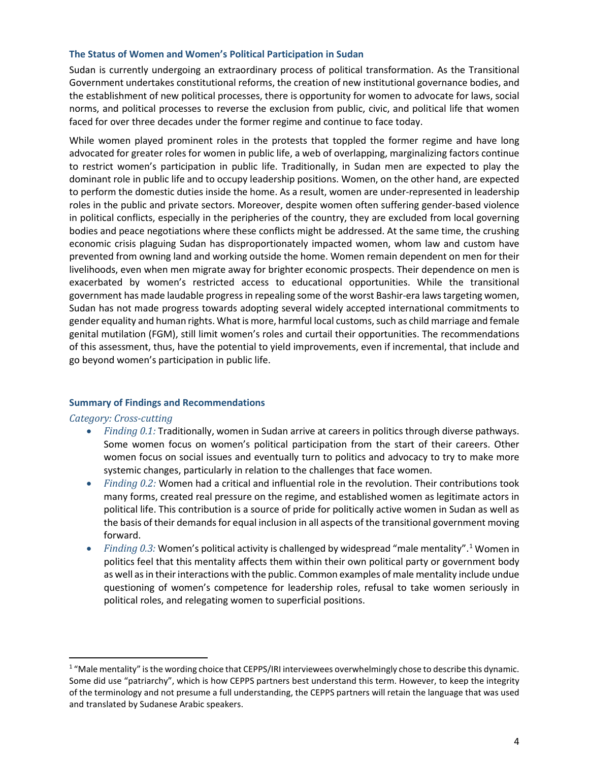### The Status of Women and Women's Political Participation in Sudan

Sudan is currently undergoing an extraordinary process of political transformation. As the Transitional Government undertakes constitutional reforms, the creation of new institutional governance bodies, and the establishment of new political processes, there is opportunity for women to advocate for laws, social norms, and political processes to reverse the exclusion from public, civic, and political life that women faced for over three decades under the former regime and continue to face today.

While women played prominent roles in the protests that toppled the former regime and have long advocated for greater roles for women in public life, a web of overlapping, marginalizing factors continue to restrict women's participation in public life. Traditionally, in Sudan men are expected to play the dominant role in public life and to occupy leadership positions. Women, on the other hand, are expected to perform the domestic duties inside the home. As a result, women are under-represented in leadership roles in the public and private sectors. Moreover, despite women often suffering gender-based violence in political conflicts, especially in the peripheries of the country, they are excluded from local governing bodies and peace negotiations where these conflicts might be addressed. At the same time, the crushing economic crisis plaguing Sudan has disproportionately impacted women, whom law and custom have prevented from owning land and working outside the home. Women remain dependent on men for their livelihoods, even when men migrate away for brighter economic prospects. Their dependence on men is exacerbated by women's restricted access to educational opportunities. While the transitional government has made laudable progress in repealing some of the worst Bashir-era laws targeting women, Sudan has not made progress towards adopting several widely accepted international commitments to gender equality and human rights. What is more, harmful local customs, such as child marriage and female genital mutilation (FGM), still limit women's roles and curtail their opportunities. The recommendations of this assessment, thus, have the potential to yield improvements, even if incremental, that include and go beyond women's participation in public life.

### Summary of Findings and Recommendations

#### *Category: Cross-cutting*

- *Finding 0.1:* Traditionally, women in Sudan arrive at careers in politics through diverse pathways. Some women focus on women's political participation from the start of their careers. Other women focus on social issues and eventually turn to politics and advocacy to try to make more systemic changes, particularly in relation to the challenges that face women.
- *Finding 0.2:* Women had a critical and influential role in the revolution. Their contributions took many forms, created real pressure on the regime, and established women as legitimate actors in political life. This contribution is a source of pride for politically active women in Sudan as well as the basis of their demands for equal inclusion in all aspects of the transitional government moving forward.
- *Finding 0.3:* Women's political activity is challenged by widespread "male mentality".[1] Women in politics feel that this mentality affects them within their own political party or government body as well as in their interactions with the public. Common examples of male mentality include undue questioning of women's competence for leadership roles, refusal to take women seriously in political roles, and relegating women to superficial positions.

---

[1] "Male mentality" is the wording choice that CEPPS/IRI interviewees overwhelmingly chose to describe this dynamic. Some did use "patriarchy", which is how CEPPS partners best understand this term. However, to keep the integrity of the terminology and not presume a full understanding, the CEPPS partners will retain the language that was used and translated by Sudanese Arabic speakers.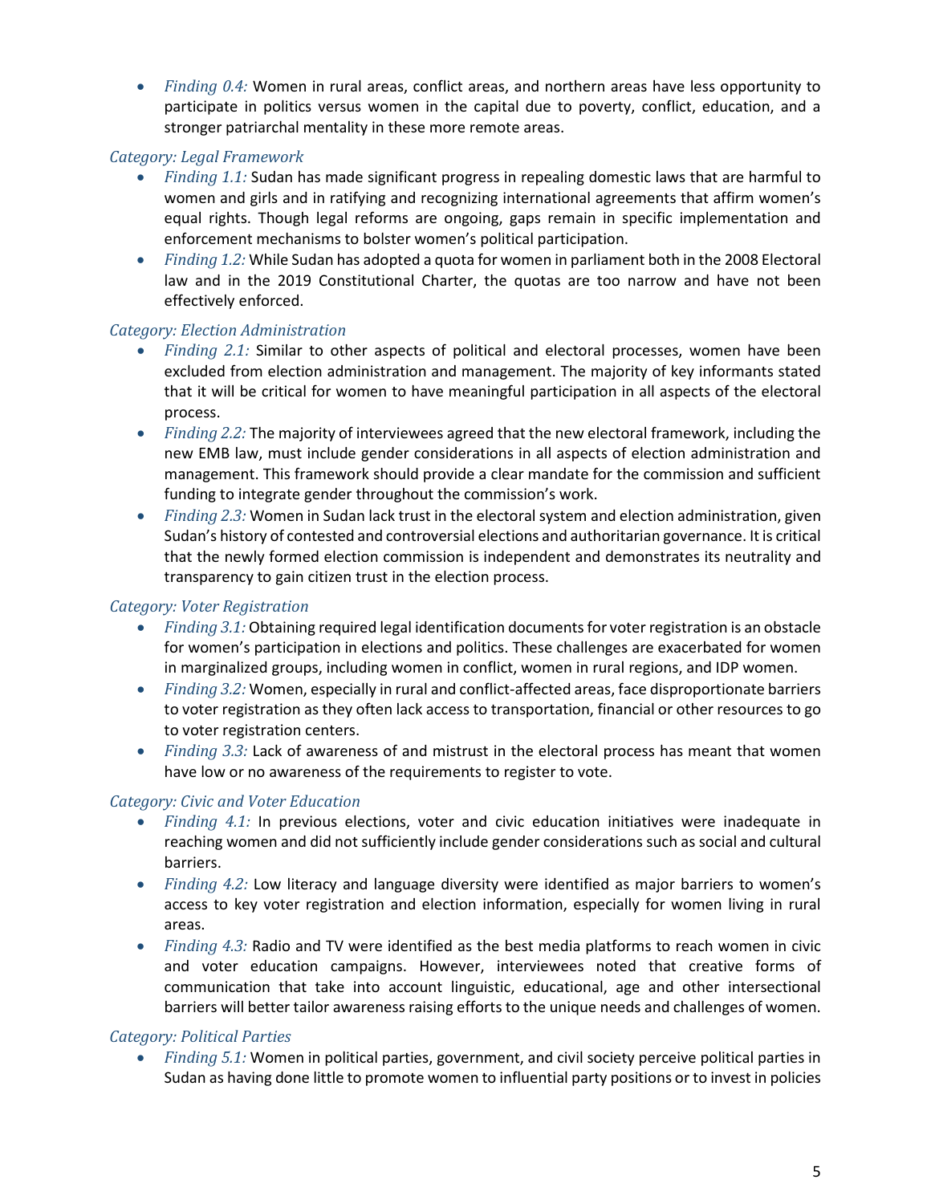- *Finding 0.4:* Women in rural areas, conflict areas, and northern areas have less opportunity to participate in politics versus women in the capital due to poverty, conflict, education, and a stronger patriarchal mentality in these more remote areas.

*Category: Legal Framework*

- *Finding 1.1:* Sudan has made significant progress in repealing domestic laws that are harmful to women and girls and in ratifying and recognizing international agreements that affirm women's equal rights. Though legal reforms are ongoing, gaps remain in specific implementation and enforcement mechanisms to bolster women's political participation.
- *Finding 1.2:* While Sudan has adopted a quota for women in parliament both in the 2008 Electoral law and in the 2019 Constitutional Charter, the quotas are too narrow and have not been effectively enforced.

*Category: Election Administration*

- *Finding 2.1:* Similar to other aspects of political and electoral processes, women have been excluded from election administration and management. The majority of key informants stated that it will be critical for women to have meaningful participation in all aspects of the electoral process.
- *Finding 2.2:* The majority of interviewees agreed that the new electoral framework, including the new EMB law, must include gender considerations in all aspects of election administration and management. This framework should provide a clear mandate for the commission and sufficient funding to integrate gender throughout the commission's work.
- *Finding 2.3:* Women in Sudan lack trust in the electoral system and election administration, given Sudan's history of contested and controversial elections and authoritarian governance. It is critical that the newly formed election commission is independent and demonstrates its neutrality and transparency to gain citizen trust in the election process.

*Category: Voter Registration*

- *Finding 3.1:* Obtaining required legal identification documents for voter registration is an obstacle for women's participation in elections and politics. These challenges are exacerbated for women in marginalized groups, including women in conflict, women in rural regions, and IDP women.
- *Finding 3.2:* Women, especially in rural and conflict-affected areas, face disproportionate barriers to voter registration as they often lack access to transportation, financial or other resources to go to voter registration centers.
- *Finding 3.3:* Lack of awareness of and mistrust in the electoral process has meant that women have low or no awareness of the requirements to register to vote.

*Category: Civic and Voter Education*

- *Finding 4.1:* In previous elections, voter and civic education initiatives were inadequate in reaching women and did not sufficiently include gender considerations such as social and cultural barriers.
- *Finding 4.2:* Low literacy and language diversity were identified as major barriers to women's access to key voter registration and election information, especially for women living in rural areas.
- *Finding 4.3:* Radio and TV were identified as the best media platforms to reach women in civic and voter education campaigns. However, interviewees noted that creative forms of communication that take into account linguistic, educational, age and other intersectional barriers will better tailor awareness raising efforts to the unique needs and challenges of women.

*Category: Political Parties*

- *Finding 5.1:* Women in political parties, government, and civil society perceive political parties in Sudan as having done little to promote women to influential party positions or to invest in policies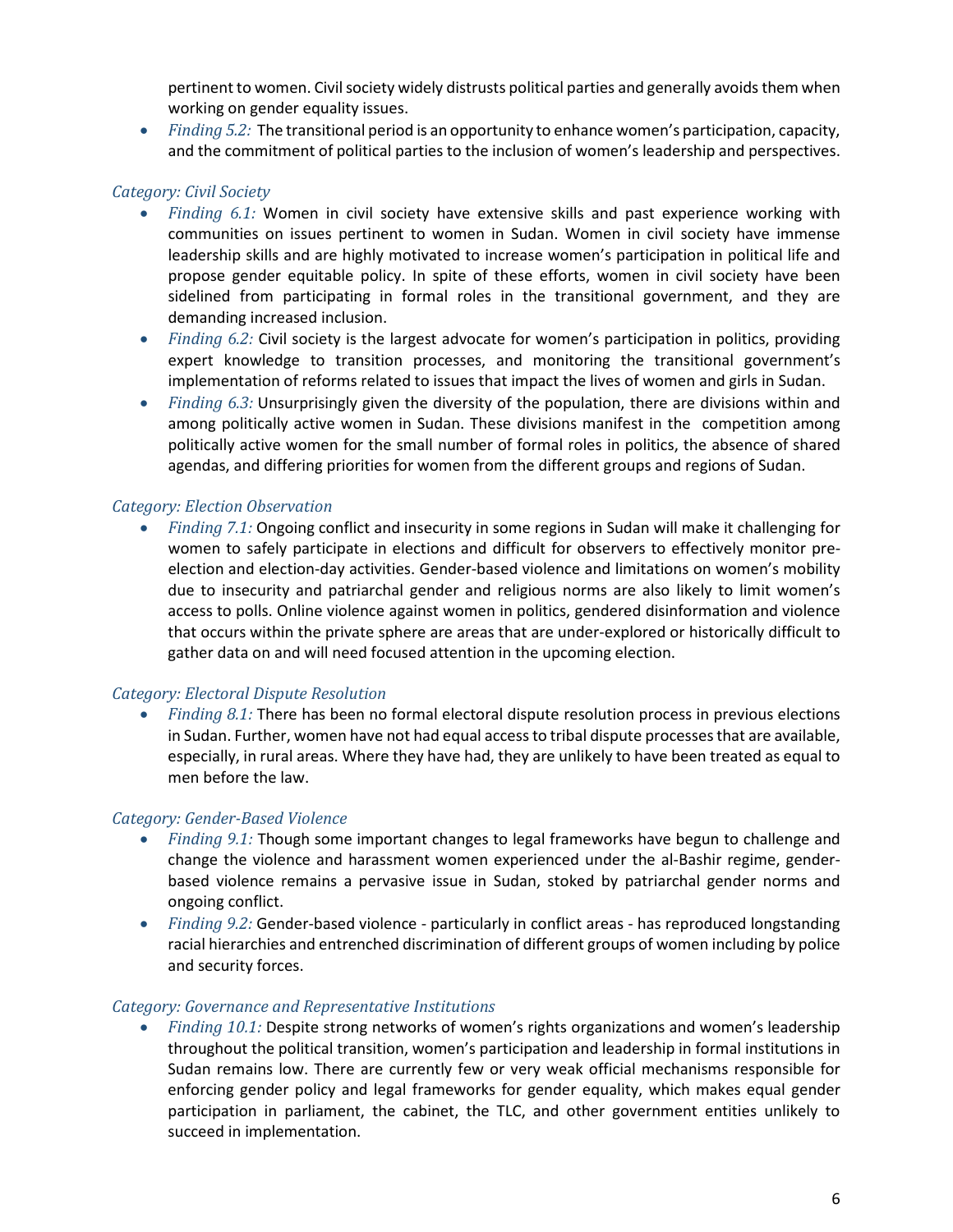pertinent to women. Civil society widely distrusts political parties and generally avoids them when working on gender equality issues.

- *Finding 5.2:* The transitional period is an opportunity to enhance women's participation, capacity, and the commitment of political parties to the inclusion of women's leadership and perspectives.

*Category: Civil Society*

- *Finding 6.1:* Women in civil society have extensive skills and past experience working with communities on issues pertinent to women in Sudan. Women in civil society have immense leadership skills and are highly motivated to increase women's participation in political life and propose gender equitable policy. In spite of these efforts, women in civil society have been sidelined from participating in formal roles in the transitional government, and they are demanding increased inclusion.
- *Finding 6.2:* Civil society is the largest advocate for women's participation in politics, providing expert knowledge to transition processes, and monitoring the transitional government's implementation of reforms related to issues that impact the lives of women and girls in Sudan.
- *Finding 6.3:* Unsurprisingly given the diversity of the population, there are divisions within and among politically active women in Sudan. These divisions manifest in the competition among politically active women for the small number of formal roles in politics, the absence of shared agendas, and differing priorities for women from the different groups and regions of Sudan.

*Category: Election Observation*

- *Finding 7.1:* Ongoing conflict and insecurity in some regions in Sudan will make it challenging for women to safely participate in elections and difficult for observers to effectively monitor pre-election and election-day activities. Gender-based violence and limitations on women's mobility due to insecurity and patriarchal gender and religious norms are also likely to limit women's access to polls. Online violence against women in politics, gendered disinformation and violence that occurs within the private sphere are areas that are under-explored or historically difficult to gather data on and will need focused attention in the upcoming election.

*Category: Electoral Dispute Resolution*

- *Finding 8.1:* There has been no formal electoral dispute resolution process in previous elections in Sudan. Further, women have not had equal access to tribal dispute processes that are available, especially, in rural areas. Where they have had, they are unlikely to have been treated as equal to men before the law.

*Category: Gender-Based Violence*

- *Finding 9.1:* Though some important changes to legal frameworks have begun to challenge and change the violence and harassment women experienced under the al-Bashir regime, gender-based violence remains a pervasive issue in Sudan, stoked by patriarchal gender norms and ongoing conflict.
- *Finding 9.2:* Gender-based violence - particularly in conflict areas - has reproduced longstanding racial hierarchies and entrenched discrimination of different groups of women including by police and security forces.

*Category: Governance and Representative Institutions*

- *Finding 10.1:* Despite strong networks of women's rights organizations and women's leadership throughout the political transition, women's participation and leadership in formal institutions in Sudan remains low. There are currently few or very weak official mechanisms responsible for enforcing gender policy and legal frameworks for gender equality, which makes equal gender participation in parliament, the cabinet, the TLC, and other government entities unlikely to succeed in implementation.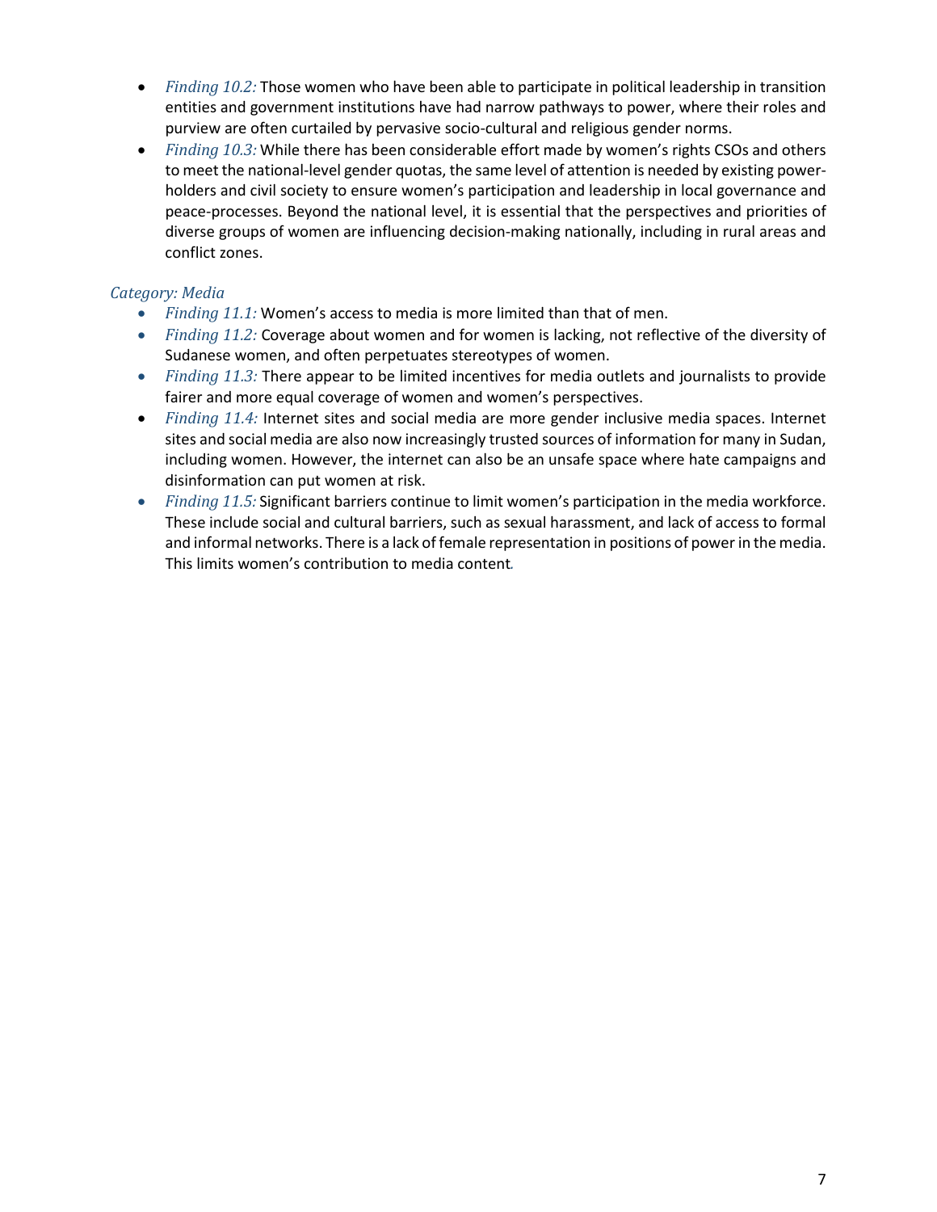- *Finding 10.2:* Those women who have been able to participate in political leadership in transition entities and government institutions have had narrow pathways to power, where their roles and purview are often curtailed by pervasive socio-cultural and religious gender norms.
- *Finding 10.3:* While there has been considerable effort made by women's rights CSOs and others to meet the national-level gender quotas, the same level of attention is needed by existing power-holders and civil society to ensure women's participation and leadership in local governance and peace-processes. Beyond the national level, it is essential that the perspectives and priorities of diverse groups of women are influencing decision-making nationally, including in rural areas and conflict zones.

*Category: Media*

- *Finding 11.1:* Women's access to media is more limited than that of men.
- *Finding 11.2:* Coverage about women and for women is lacking, not reflective of the diversity of Sudanese women, and often perpetuates stereotypes of women.
- *Finding 11.3:* There appear to be limited incentives for media outlets and journalists to provide fairer and more equal coverage of women and women's perspectives.
- *Finding 11.4:* Internet sites and social media are more gender inclusive media spaces. Internet sites and social media are also now increasingly trusted sources of information for many in Sudan, including women. However, the internet can also be an unsafe space where hate campaigns and disinformation can put women at risk.
- *Finding 11.5:* Significant barriers continue to limit women's participation in the media workforce. These include social and cultural barriers, such as sexual harassment, and lack of access to formal and informal networks. There is a lack of female representation in positions of power in the media. This limits women's contribution to media content.